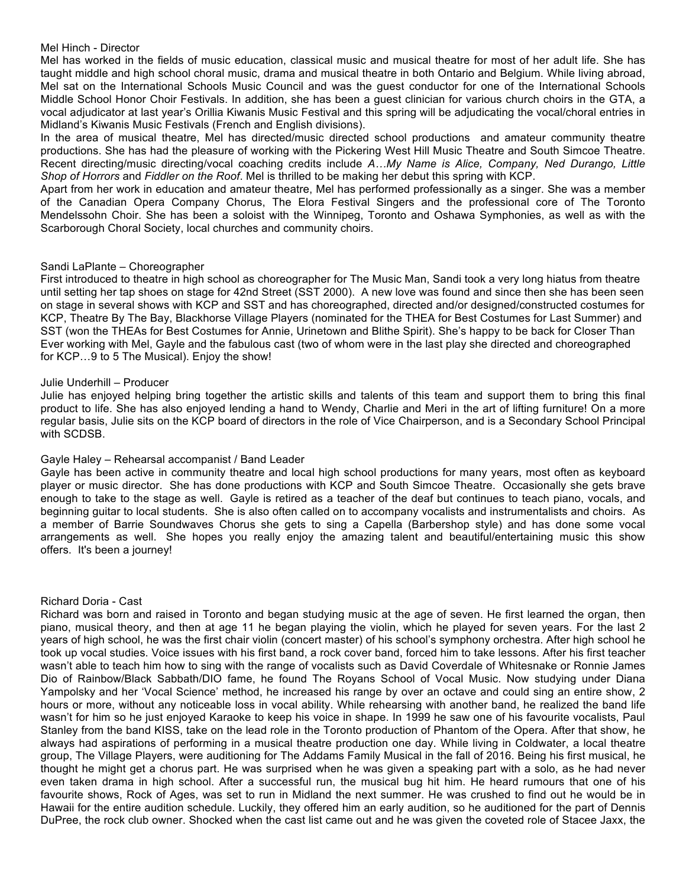Mel Hinch - Director

Mel has worked in the fields of music education, classical music and musical theatre for most of her adult life. She has taught middle and high school choral music, drama and musical theatre in both Ontario and Belgium. While living abroad, Mel sat on the International Schools Music Council and was the guest conductor for one of the International Schools Middle School Honor Choir Festivals. In addition, she has been a guest clinician for various church choirs in the GTA, a vocal adjudicator at last year's Orillia Kiwanis Music Festival and this spring will be adjudicating the vocal/choral entries in Midland's Kiwanis Music Festivals (French and English divisions).

In the area of musical theatre, Mel has directed/music directed school productions and amateur community theatre productions. She has had the pleasure of working with the Pickering West Hill Music Theatre and South Simcoe Theatre. Recent directing/music directing/vocal coaching credits include *A…My Name is Alice, Company, Ned Durango, Little Shop of Horrors* and *Fiddler on the Roof*. Mel is thrilled to be making her debut this spring with KCP.

Apart from her work in education and amateur theatre, Mel has performed professionally as a singer. She was a member of the Canadian Opera Company Chorus, The Elora Festival Singers and the professional core of The Toronto Mendelssohn Choir. She has been a soloist with the Winnipeg, Toronto and Oshawa Symphonies, as well as with the Scarborough Choral Society, local churches and community choirs.

Sandi LaPlante – Choreographer

First introduced to theatre in high school as choreographer for The Music Man, Sandi took a very long hiatus from theatre until setting her tap shoes on stage for 42nd Street (SST 2000). A new love was found and since then she has been seen on stage in several shows with KCP and SST and has choreographed, directed and/or designed/constructed costumes for KCP, Theatre By The Bay, Blackhorse Village Players (nominated for the THEA for Best Costumes for Last Summer) and SST (won the THEAs for Best Costumes for Annie, Urinetown and Blithe Spirit). She's happy to be back for Closer Than Ever working with Mel, Gayle and the fabulous cast (two of whom were in the last play she directed and choreographed for KCP…9 to 5 The Musical). Enjoy the show!

Julie Underhill – Producer

Julie has enjoyed helping bring together the artistic skills and talents of this team and support them to bring this final product to life. She has also enjoyed lending a hand to Wendy, Charlie and Meri in the art of lifting furniture! On a more regular basis, Julie sits on the KCP board of directors in the role of Vice Chairperson, and is a Secondary School Principal with SCDSB.

Gayle Haley – Rehearsal accompanist / Band Leader

Gayle has been active in community theatre and local high school productions for many years, most often as keyboard player or music director. She has done productions with KCP and South Simcoe Theatre. Occasionally she gets brave enough to take to the stage as well. Gayle is retired as a teacher of the deaf but continues to teach piano, vocals, and beginning guitar to local students. She is also often called on to accompany vocalists and instrumentalists and choirs. As a member of Barrie Soundwaves Chorus she gets to sing a Capella (Barbershop style) and has done some vocal arrangements as well. She hopes you really enjoy the amazing talent and beautiful/entertaining music this show offers. It's been a journey!

Richard Doria - Cast

Richard was born and raised in Toronto and began studying music at the age of seven. He first learned the organ, then piano, musical theory, and then at age 11 he began playing the violin, which he played for seven years. For the last 2 years of high school, he was the first chair violin (concert master) of his school's symphony orchestra. After high school he took up vocal studies. Voice issues with his first band, a rock cover band, forced him to take lessons. After his first teacher wasn't able to teach him how to sing with the range of vocalists such as David Coverdale of Whitesnake or Ronnie James Dio of Rainbow/Black Sabbath/DIO fame, he found The Royans School of Vocal Music. Now studying under Diana Yampolsky and her 'Vocal Science' method, he increased his range by over an octave and could sing an entire show, 2 hours or more, without any noticeable loss in vocal ability. While rehearsing with another band, he realized the band life wasn't for him so he just enjoyed Karaoke to keep his voice in shape. In 1999 he saw one of his favourite vocalists, Paul Stanley from the band KISS, take on the lead role in the Toronto production of Phantom of the Opera. After that show, he always had aspirations of performing in a musical theatre production one day. While living in Coldwater, a local theatre group, The Village Players, were auditioning for The Addams Family Musical in the fall of 2016. Being his first musical, he thought he might get a chorus part. He was surprised when he was given a speaking part with a solo, as he had never even taken drama in high school. After a successful run, the musical bug hit him. He heard rumours that one of his favourite shows, Rock of Ages, was set to run in Midland the next summer. He was crushed to find out he would be in Hawaii for the entire audition schedule. Luckily, they offered him an early audition, so he auditioned for the part of Dennis DuPree, the rock club owner. Shocked when the cast list came out and he was given the coveted role of Stacee Jaxx, the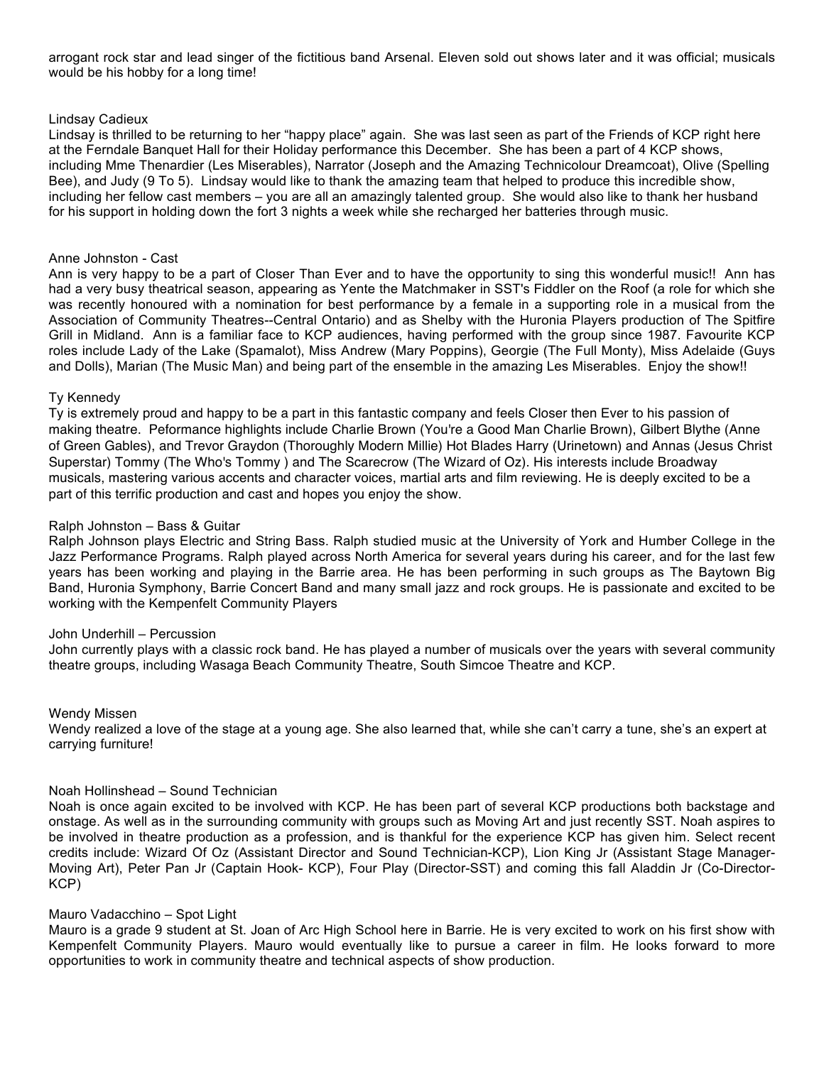arrogant rock star and lead singer of the fictitious band Arsenal. Eleven sold out shows later and it was official; musicals would be his hobby for a long time!

Lindsay Cadieux

Lindsay is thrilled to be returning to her "happy place" again. She was last seen as part of the Friends of KCP right here at the Ferndale Banquet Hall for their Holiday performance this December. She has been a part of 4 KCP shows, including Mme Thenardier (Les Miserables), Narrator (Joseph and the Amazing Technicolour Dreamcoat), Olive (Spelling Bee), and Judy (9 To 5). Lindsay would like to thank the amazing team that helped to produce this incredible show, including her fellow cast members – you are all an amazingly talented group. She would also like to thank her husband for his support in holding down the fort 3 nights a week while she recharged her batteries through music.

Anne Johnston - Cast

Ann is very happy to be a part of Closer Than Ever and to have the opportunity to sing this wonderful music!! Ann has had a very busy theatrical season, appearing as Yente the Matchmaker in SST's Fiddler on the Roof (a role for which she was recently honoured with a nomination for best performance by a female in a supporting role in a musical from the Association of Community Theatres--Central Ontario) and as Shelby with the Huronia Players production of The Spitfire Grill in Midland. Ann is a familiar face to KCP audiences, having performed with the group since 1987. Favourite KCP roles include Lady of the Lake (Spamalot), Miss Andrew (Mary Poppins), Georgie (The Full Monty), Miss Adelaide (Guys and Dolls), Marian (The Music Man) and being part of the ensemble in the amazing Les Miserables. Enjoy the show!!

Ty Kennedy

Ty is extremely proud and happy to be a part in this fantastic company and feels Closer then Ever to his passion of making theatre. Peformance highlights include Charlie Brown (You're a Good Man Charlie Brown), Gilbert Blythe (Anne of Green Gables), and Trevor Graydon (Thoroughly Modern Millie) Hot Blades Harry (Urinetown) and Annas (Jesus Christ Superstar) Tommy (The Who's Tommy ) and The Scarecrow (The Wizard of Oz). His interests include Broadway musicals, mastering various accents and character voices, martial arts and film reviewing. He is deeply excited to be a part of this terrific production and cast and hopes you enjoy the show.

Ralph Johnston – Bass & Guitar

Ralph Johnson plays Electric and String Bass. Ralph studied music at the University of York and Humber College in the Jazz Performance Programs. Ralph played across North America for several years during his career, and for the last few years has been working and playing in the Barrie area. He has been performing in such groups as The Baytown Big Band, Huronia Symphony, Barrie Concert Band and many small jazz and rock groups. He is passionate and excited to be working with the Kempenfelt Community Players

John Underhill – Percussion

John currently plays with a classic rock band. He has played a number of musicals over the years with several community theatre groups, including Wasaga Beach Community Theatre, South Simcoe Theatre and KCP.

Wendy Missen

Wendy realized a love of the stage at a young age. She also learned that, while she can't carry a tune, she's an expert at carrying furniture!

Noah Hollinshead – Sound Technician

Noah is once again excited to be involved with KCP. He has been part of several KCP productions both backstage and onstage. As well as in the surrounding community with groups such as Moving Art and just recently SST. Noah aspires to be involved in theatre production as a profession, and is thankful for the experience KCP has given him. Select recent credits include: Wizard Of Oz (Assistant Director and Sound Technician-KCP), Lion King Jr (Assistant Stage Manager-Moving Art), Peter Pan Jr (Captain Hook- KCP), Four Play (Director-SST) and coming this fall Aladdin Jr (Co-Director-KCP)

Mauro Vadacchino – Spot Light

Mauro is a grade 9 student at St. Joan of Arc High School here in Barrie. He is very excited to work on his first show with Kempenfelt Community Players. Mauro would eventually like to pursue a career in film. He looks forward to more opportunities to work in community theatre and technical aspects of show production.